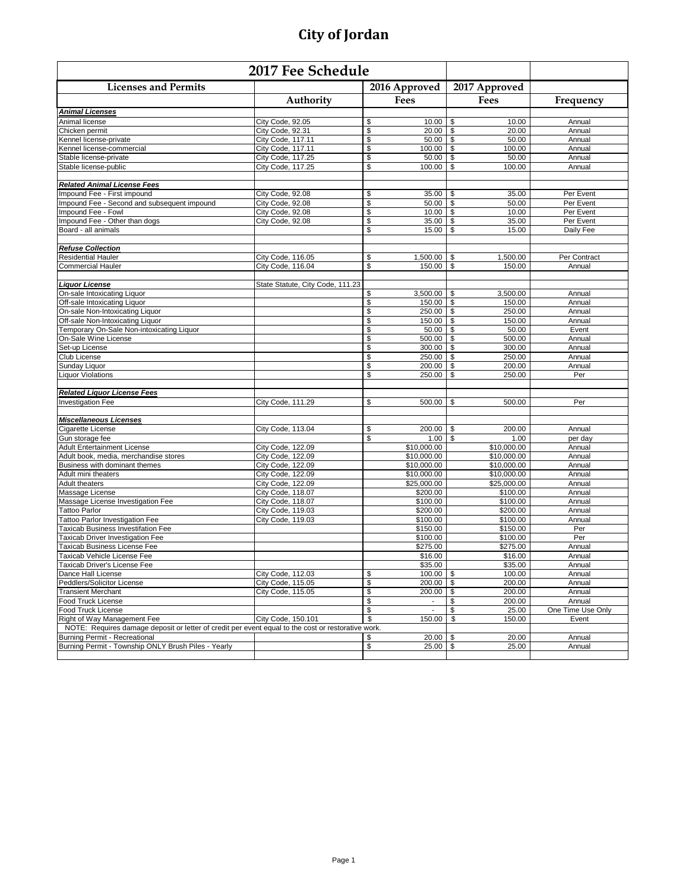# City of Jordan

| 2017 Fee Schedule | | | | |
|---|---|---|---|---|
| **Licenses and Permits** | | **2016 Approved** | **2017 Approved** | |
| | **Authority** | **Fees** | **Fees** | **Frequency** |
| ***Animal Licenses*** | | | | |
| Animal license | City Code, 92.05 | $ 10.00 | $ 10.00 | Annual |
| Chicken permit | City Code, 92.31 | $ 20.00 | $ 20.00 | Annual |
| Kennel license-private | City Code, 117.11 | $ 50.00 | $ 50.00 | Annual |
| Kennel license-commercial | City Code, 117.11 | $ 100.00 | $ 100.00 | Annual |
| Stable license-private | City Code, 117.25 | $ 50.00 | $ 50.00 | Annual |
| Stable license-public | City Code, 117.25 | $ 100.00 | $ 100.00 | Annual |
| | | | | |
| ***Related Animal License Fees*** | | | | |
| Impound Fee - First impound | City Code, 92.08 | $ 35.00 | $ 35.00 | Per Event |
| Impound Fee - Second and subsequent impound | City Code, 92.08 | $ 50.00 | $ 50.00 | Per Event |
| Impound Fee - Fowl | City Code, 92.08 | $ 10.00 | $ 10.00 | Per Event |
| Impound Fee - Other than dogs | City Code, 92.08 | $ 35.00 | $ 35.00 | Per Event |
| Board - all animals | | $ 15.00 | $ 15.00 | Daily Fee |
| | | | | |
| ***Refuse Collection*** | | | | |
| Residential Hauler | City Code, 116.05 | $ 1,500.00 | $ 1,500.00 | Per Contract |
| Commercial Hauler | City Code, 116.04 | $ 150.00 | $ 150.00 | Annual |
| | | | | |
| ***Liquor License*** | State Statute, City Code, 111.23 | | | |
| On-sale Intoxicating Liquor | | $ 3,500.00 | $ 3,500.00 | Annual |
| Off-sale Intoxicating Liquor | | $ 150.00 | $ 150.00 | Annual |
| On-sale Non-Intoxicating Liquor | | $ 250.00 | $ 250.00 | Annual |
| Off-sale Non-Intoxicating Liquor | | $ 150.00 | $ 150.00 | Annual |
| Temporary On-Sale Non-intoxicating Liquor | | $ 50.00 | $ 50.00 | Event |
| On-Sale Wine License | | $ 500.00 | $ 500.00 | Annual |
| Set-up License | | $ 300.00 | $ 300.00 | Annual |
| Club License | | $ 250.00 | $ 250.00 | Annual |
| Sunday Liquor | | $ 200.00 | $ 200.00 | Annual |
| Liquor Violations | | $ 250.00 | $ 250.00 | Per |
| | | | | |
| ***Related Liquor License Fees*** | | | | |
| Investigation Fee | City Code, 111.29 | $ 500.00 | $ 500.00 | Per |
| | | | | |
| ***Miscellaneous Licenses*** | | | | |
| Cigarette License | City Code, 113.04 | $ 200.00 | $ 200.00 | Annual |
| Gun storage fee | | $ 1.00 | $ 1.00 | per day |
| Adult Entertainment License | City Code, 122.09 | $10,000.00 | $10,000.00 | Annual |
| Adult book, media, merchandise stores | City Code, 122.09 | $10,000.00 | $10,000.00 | Annual |
| Business with dominant themes | City Code, 122.09 | $10,000.00 | $10,000.00 | Annual |
| Adult mini theaters | City Code, 122.09 | $10,000.00 | $10,000.00 | Annual |
| Adult theaters | City Code, 122.09 | $25,000.00 | $25,000.00 | Annual |
| Massage License | City Code, 118.07 | $200.00 | $100.00 | Annual |
| Massage License Investigation Fee | City Code, 118.07 | $100.00 | $100.00 | Annual |
| Tattoo Parlor | City Code, 119.03 | $200.00 | $200.00 | Annual |
| Tattoo Parlor Investigation Fee | City Code, 119.03 | $100.00 | $100.00 | Annual |
| Taxicab Business Investifation Fee | | $150.00 | $150.00 | Per |
| Taxicab Driver Investigation Fee | | $100.00 | $100.00 | Per |
| Taxicab Business License Fee | | $275.00 | $275.00 | Annual |
| Taxicab Vehicle License Fee | | $16.00 | $16.00 | Annual |
| Taxicab Driver's License Fee | | $35.00 | $35.00 | Annual |
| Dance Hall License | City Code, 112.03 | $ 100.00 | $ 100.00 | Annual |
| Peddlers/Solicitor License | City Code, 115.05 | $ 200.00 | $ 200.00 | Annual |
| Transient Merchant | City Code, 115.05 | $ 200.00 | $ 200.00 | Annual |
| Food Truck License | | $ - | $ 200.00 | Annual |
| Food Truck License | | $ - | $ 25.00 | One Time Use Only |
| Right of Way Management Fee | City Code, 150.101 | $ 150.00 | $ 150.00 | Event |
| NOTE: Requires damage deposit or letter of credit per event equal to the cost or restorative work. | | | | |
| Burning Permit - Recreational | | $ 20.00 | $ 20.00 | Annual |
| Burning Permit - Township ONLY Brush Piles - Yearly | | $ 25.00 | $ 25.00 | Annual |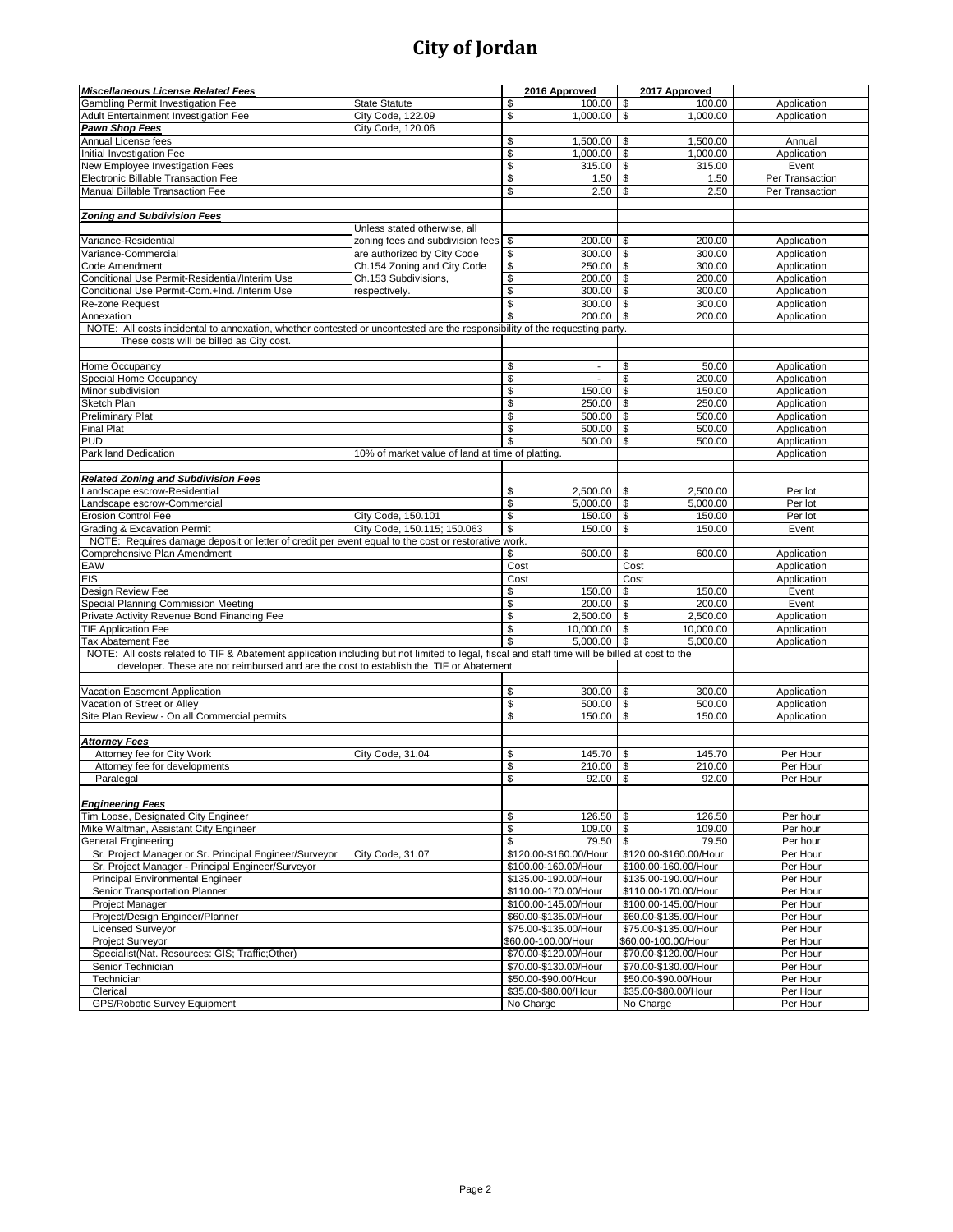# City of Jordan

| ***Miscellaneous License Related Fees*** | | 2016 Approved | 2017 Approved | |
|---|---|---|---|---|
| Gambling Permit Investigation Fee | State Statute | $ 100.00 | $ 100.00 | Application |
| Adult Entertainment Investigation Fee | City Code, 122.09 | $ 1,000.00 | $ 1,000.00 | Application |
| ***Pawn Shop Fees*** | City Code, 120.06 | | | |
| Annual License fees | | $ 1,500.00 | $ 1,500.00 | Annual |
| Initial Investigation Fee | | $ 1,000.00 | $ 1,000.00 | Application |
| New Employee Investigation Fees | | $ 315.00 | $ 315.00 | Event |
| Electronic Billable Transaction Fee | | $ 1.50 | $ 1.50 | Per Transaction |
| Manual Billable Transaction Fee | | $ 2.50 | $ 2.50 | Per Transaction |
| | | | | |
| ***Zoning and Subdivision Fees*** | | | | |
| | Unless stated otherwise, all | | | |
| Variance-Residential | zoning fees and subdivision fees | $ 200.00 | $ 200.00 | Application |
| Variance-Commercial | are authorized by City Code | $ 300.00 | $ 300.00 | Application |
| Code Amendment | Ch.154 Zoning and City Code | $ 250.00 | $ 300.00 | Application |
| Conditional Use Permit-Residential/Interim Use | Ch.153 Subdivisions, | $ 200.00 | $ 200.00 | Application |
| Conditional Use Permit-Com.+Ind. /Interim Use | respectively. | $ 300.00 | $ 300.00 | Application |
| Re-zone Request | | $ 300.00 | $ 300.00 | Application |
| Annexation | | $ 200.00 | $ 200.00 | Application |
| NOTE: All costs incidental to annexation, whether contested or uncontested are the responsibility of the requesting party. | | | | |
| These costs will be billed as City cost. | | | | |
| | | | | |
| Home Occupancy | | $ - | $ 50.00 | Application |
| Special Home Occupancy | | $ - | $ 200.00 | Application |
| Minor subdivision | | $ 150.00 | $ 150.00 | Application |
| Sketch Plan | | $ 250.00 | $ 250.00 | Application |
| Preliminary Plat | | $ 500.00 | $ 500.00 | Application |
| Final Plat | | $ 500.00 | $ 500.00 | Application |
| PUD | | $ 500.00 | $ 500.00 | Application |
| Park land Dedication | 10% of market value of land at time of platting. | | | Application |
| | | | | |
| ***Related Zoning and Subdivision Fees*** | | | | |
| Landscape escrow-Residential | | $ 2,500.00 | $ 2,500.00 | Per lot |
| Landscape escrow-Commercial | | $ 5,000.00 | $ 5,000.00 | Per lot |
| Erosion Control Fee | City Code, 150.101 | $ 150.00 | $ 150.00 | Per lot |
| Grading & Excavation Permit | City Code, 150.115; 150.063 | $ 150.00 | $ 150.00 | Event |
| NOTE: Requires damage deposit or letter of credit per event equal to the cost or restorative work. | | | | |
| Comprehensive Plan Amendment | | $ 600.00 | $ 600.00 | Application |
| EAW | | Cost | Cost | Application |
| EIS | | Cost | Cost | Application |
| Design Review Fee | | $ 150.00 | $ 150.00 | Event |
| Special Planning Commission Meeting | | $ 200.00 | $ 200.00 | Event |
| Private Activity Revenue Bond Financing Fee | | $ 2,500.00 | $ 2,500.00 | Application |
| TIF Application Fee | | $ 10,000.00 | $ 10,000.00 | Application |
| Tax Abatement Fee | | $ 5,000.00 | $ 5,000.00 | Application |
| NOTE: All costs related to TIF & Abatement application including but not limited to legal, fiscal and staff time will be billed at cost to the | | | | |
| developer. These are not reimbursed and are the cost to establish the TIF or Abatement | | | | |
| | | | | |
| Vacation Easement Application | | $ 300.00 | $ 300.00 | Application |
| Vacation of Street or Alley | | $ 500.00 | $ 500.00 | Application |
| Site Plan Review - On all Commercial permits | | $ 150.00 | $ 150.00 | Application |
| | | | | |
| ***Attorney Fees*** | | | | |
| Attorney fee for City Work | City Code, 31.04 | $ 145.70 | $ 145.70 | Per Hour |
| Attorney fee for developments | | $ 210.00 | $ 210.00 | Per Hour |
| Paralegal | | $ 92.00 | $ 92.00 | Per Hour |
| | | | | |
| ***Engineering Fees*** | | | | |
| Tim Loose, Designated City Engineer | | $ 126.50 | $ 126.50 | Per hour |
| Mike Waltman, Assistant City Engineer | | $ 109.00 | $ 109.00 | Per hour |
| General Engineering | | $ 79.50 | $ 79.50 | Per hour |
| Sr. Project Manager or Sr. Principal Engineer/Surveyor | City Code, 31.07 | $120.00-$160.00/Hour | $120.00-$160.00/Hour | Per Hour |
| Sr. Project Manager - Principal Engineer/Surveyor | | $100.00-160.00/Hour | $100.00-160.00/Hour | Per Hour |
| Principal Environmental Engineer | | $135.00-190.00/Hour | $135.00-190.00/Hour | Per Hour |
| Senior Transportation Planner | | $110.00-170.00/Hour | $110.00-170.00/Hour | Per Hour |
| Project Manager | | $100.00-145.00/Hour | $100.00-145.00/Hour | Per Hour |
| Project/Design Engineer/Planner | | $60.00-$135.00/Hour | $60.00-$135.00/Hour | Per Hour |
| Licensed Surveyor | | $75.00-$135.00/Hour | $75.00-$135.00/Hour | Per Hour |
| Project Surveyor | | $60.00-100.00/Hour | $60.00-100.00/Hour | Per Hour |
| Specialist(Nat. Resources: GIS; Traffic;Other) | | $70.00-$120.00/Hour | $70.00-$120.00/Hour | Per Hour |
| Senior Technician | | $70.00-$130.00/Hour | $70.00-$130.00/Hour | Per Hour |
| Technician | | $50.00-$90.00/Hour | $50.00-$90.00/Hour | Per Hour |
| Clerical | | $35.00-$80.00/Hour | $35.00-$80.00/Hour | Per Hour |
| GPS/Robotic Survey Equipment | | No Charge | No Charge | Per Hour |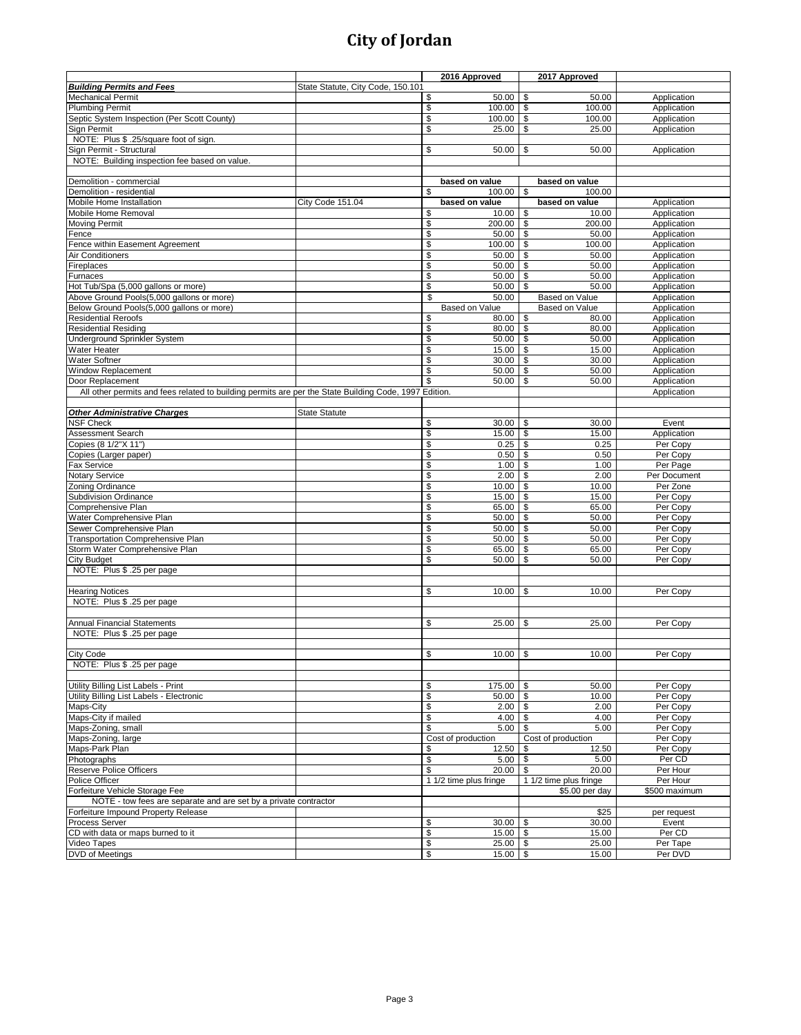# City of Jordan

| | | 2016 Approved | 2017 Approved | |
|---|---|---|---|---|
| ***Building Permits and Fees*** | State Statute, City Code, 150.101 | | | |
| Mechanical Permit | | $ 50.00 | $ 50.00 | Application |
| Plumbing Permit | | $ 100.00 | $ 100.00 | Application |
| Septic System Inspection (Per Scott County) | | $ 100.00 | $ 100.00 | Application |
| Sign Permit | | $ 25.00 | $ 25.00 | Application |
| NOTE: Plus $ .25/square foot of sign. | | | | |
| Sign Permit - Structural | | $ 50.00 | $ 50.00 | Application |
| NOTE: Building inspection fee based on value. | | | | |
| | | | | |
| Demolition - commercial | | based on value | based on value | |
| Demolition - residential | | $ 100.00 | $ 100.00 | |
| Mobile Home Installation | City Code 151.04 | based on value | based on value | Application |
| Mobile Home Removal | | $ 10.00 | $ 10.00 | Application |
| Moving Permit | | $ 200.00 | $ 200.00 | Application |
| Fence | | $ 50.00 | $ 50.00 | Application |
| Fence within Easement Agreement | | $ 100.00 | $ 100.00 | Application |
| Air Conditioners | | $ 50.00 | $ 50.00 | Application |
| Fireplaces | | $ 50.00 | $ 50.00 | Application |
| Furnaces | | $ 50.00 | $ 50.00 | Application |
| Hot Tub/Spa (5,000 gallons or more) | | $ 50.00 | $ 50.00 | Application |
| Above Ground Pools(5,000 gallons or more) | | $ 50.00 | Based on Value | Application |
| Below Ground Pools(5,000 gallons or more) | | Based on Value | Based on Value | Application |
| Residential Reroofs | | $ 80.00 | $ 80.00 | Application |
| Residential Residing | | $ 80.00 | $ 80.00 | Application |
| Underground Sprinkler System | | $ 50.00 | $ 50.00 | Application |
| Water Heater | | $ 15.00 | $ 15.00 | Application |
| Water Softner | | $ 30.00 | $ 30.00 | Application |
| Window Replacement | | $ 50.00 | $ 50.00 | Application |
| Door Replacement | | $ 50.00 | $ 50.00 | Application |
| All other permits and fees related to building permits are per the State Building Code, 1997 Edition. | | | | Application |
| | | | | |
| ***Other Administrative Charges*** | State Statute | | | |
| NSF Check | | $ 30.00 | $ 30.00 | Event |
| Assessment Search | | $ 15.00 | $ 15.00 | Application |
| Copies (8 1/2"X 11") | | $ 0.25 | $ 0.25 | Per Copy |
| Copies (Larger paper) | | $ 0.50 | $ 0.50 | Per Copy |
| Fax Service | | $ 1.00 | $ 1.00 | Per Page |
| Notary Service | | $ 2.00 | $ 2.00 | Per Document |
| Zoning Ordinance | | $ 10.00 | $ 10.00 | Per Zone |
| Subdivision Ordinance | | $ 15.00 | $ 15.00 | Per Copy |
| Comprehensive Plan | | $ 65.00 | $ 65.00 | Per Copy |
| Water Comprehensive Plan | | $ 50.00 | $ 50.00 | Per Copy |
| Sewer Comprehensive Plan | | $ 50.00 | $ 50.00 | Per Copy |
| Transportation Comprehensive Plan | | $ 50.00 | $ 50.00 | Per Copy |
| Storm Water Comprehensive Plan | | $ 65.00 | $ 65.00 | Per Copy |
| City Budget | | $ 50.00 | $ 50.00 | Per Copy |
| NOTE: Plus $ .25 per page | | | | |
| | | | | |
| Hearing Notices | | $ 10.00 | $ 10.00 | Per Copy |
| NOTE: Plus $ .25 per page | | | | |
| | | | | |
| Annual Financial Statements | | $ 25.00 | $ 25.00 | Per Copy |
| NOTE: Plus $ .25 per page | | | | |
| | | | | |
| City Code | | $ 10.00 | $ 10.00 | Per Copy |
| NOTE: Plus $ .25 per page | | | | |
| | | | | |
| Utility Billing List Labels - Print | | $ 175.00 | $ 50.00 | Per Copy |
| Utility Billing List Labels - Electronic | | $ 50.00 | $ 10.00 | Per Copy |
| Maps-City | | $ 2.00 | $ 2.00 | Per Copy |
| Maps-City if mailed | | $ 4.00 | $ 4.00 | Per Copy |
| Maps-Zoning, small | | $ 5.00 | $ 5.00 | Per Copy |
| Maps-Zoning, large | | Cost of production | Cost of production | Per Copy |
| Maps-Park Plan | | $ 12.50 | $ 12.50 | Per Copy |
| Photographs | | $ 5.00 | $ 5.00 | Per CD |
| Reserve Police Officers | | $ 20.00 | $ 20.00 | Per Hour |
| Police Officer | | 1 1/2 time plus fringe | 1 1/2 time plus fringe | Per Hour |
| Forfeiture Vehicle Storage Fee | | | $5.00 per day | $500 maximum |
| NOTE - tow fees are separate and are set by a private contractor | | | | |
| Forfeiture Impound Property Release | | | $25 | per request |
| Process Server | | $ 30.00 | $ 30.00 | Event |
| CD with data or maps burned to it | | $ 15.00 | $ 15.00 | Per CD |
| Video Tapes | | $ 25.00 | $ 25.00 | Per Tape |
| DVD of Meetings | | $ 15.00 | $ 15.00 | Per DVD |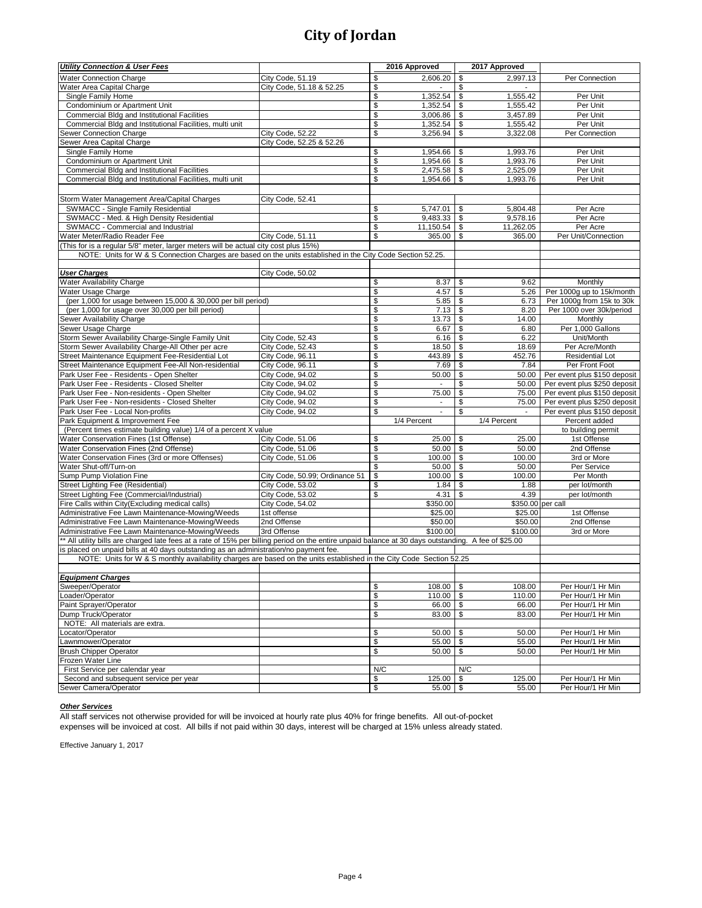# City of Jordan

| ***Utility Connection & User Fees*** | | 2016 Approved | 2017 Approved | |
|---|---|---|---|---|
| Water Connection Charge | City Code, 51.19 | $ 2,606.20 | $ 2,997.13 | Per Connection |
| Water Area Capital Charge | City Code, 51.18 & 52.25 | $ - | $ - | |
| Single Family Home | | $ 1,352.54 | $ 1,555.42 | Per Unit |
| Condominium or Apartment Unit | | $ 1,352.54 | $ 1,555.42 | Per Unit |
| Commercial Bldg and Institutional Facilities | | $ 3,006.86 | $ 3,457.89 | Per Unit |
| Commercial Bldg and Institutional Facilities, multi unit | | $ 1,352.54 | $ 1,555.42 | Per Unit |
| Sewer Connection Charge | City Code, 52.22 | $ 3,256.94 | $ 3,322.08 | Per Connection |
| Sewer Area Capital Charge | City Code, 52.25 & 52.26 | | | |
| Single Family Home | | $ 1,954.66 | $ 1,993.76 | Per Unit |
| Condominium or Apartment Unit | | $ 1,954.66 | $ 1,993.76 | Per Unit |
| Commercial Bldg and Institutional Facilities | | $ 2,475.58 | $ 2,525.09 | Per Unit |
| Commercial Bldg and Institutional Facilities, multi unit | | $ 1,954.66 | $ 1,993.76 | Per Unit |
| | | | | |
| Storm Water Management Area/Capital Charges | City Code, 52.41 | | | |
| SWMACC - Single Family Residential | | $ 5,747.01 | $ 5,804.48 | Per Acre |
| SWMACC - Med. & High Density Residential | | $ 9,483.33 | $ 9,578.16 | Per Acre |
| SWMACC - Commercial and Industrial | | $ 11,150.54 | $ 11,262.05 | Per Acre |
| Water Meter/Radio Reader Fee | City Code, 51.11 | $ 365.00 | $ 365.00 | Per Unit/Connection |
| (This for is a regular 5/8" meter, larger meters will be actual city cost plus 15%) | | | | |
| NOTE: Units for W & S Connection Charges are based on the units established in the City Code Section 52.25. | | | | |
| | | | | |
| ***User Charges*** | City Code, 50.02 | | | |
| Water Availability Charge | | $ 8.37 | $ 9.62 | Monthly |
| Water Usage Charge | | $ 4.57 | $ 5.26 | Per 1000g up to 15k/month |
| (per 1,000 for usage between 15,000 & 30,000 per bill period) | | $ 5.85 | $ 6.73 | Per 1000g from 15k to 30k |
| (per 1,000 for usage over 30,000 per bill period) | | $ 7.13 | $ 8.20 | Per 1000 over 30k/period |
| Sewer Availability Charge | | $ 13.73 | $ 14.00 | Monthly |
| Sewer Usage Charge | | $ 6.67 | $ 6.80 | Per 1,000 Gallons |
| Storm Sewer Availability Charge-Single Family Unit | City Code, 52.43 | $ 6.16 | $ 6.22 | Unit/Month |
| Storm Sewer Availability Charge-All Other per acre | City Code, 52.43 | $ 18.50 | $ 18.69 | Per Acre/Month |
| Street Maintenance Equipment Fee-Residential Lot | City Code, 96.11 | $ 443.89 | $ 452.76 | Residential Lot |
| Street Maintenance Equipment Fee-All Non-residential | City Code, 96.11 | $ 7.69 | $ 7.84 | Per Front Foot |
| Park User Fee - Residents - Open Shelter | City Code, 94.02 | $ 50.00 | $ 50.00 | Per event plus $150 deposit |
| Park User Fee - Residents - Closed Shelter | City Code, 94.02 | $ - | $ 50.00 | Per event plus $250 deposit |
| Park User Fee - Non-residents - Open Shelter | City Code, 94.02 | $ 75.00 | $ 75.00 | Per event plus $150 deposit |
| Park User Fee - Non-residents - Closed Shelter | City Code, 94.02 | $ - | $ 75.00 | Per event plus $250 deposit |
| Park User Fee - Local Non-profits | City Code, 94.02 | $ - | $ - | Per event plus $150 deposit |
| Park Equipment & Improvement Fee | | 1/4 Percent | 1/4 Percent | Percent added |
| (Percent times estimate building value) 1/4 of a percent X value | | | | to building permit |
| Water Conservation Fines (1st Offense) | City Code, 51.06 | $ 25.00 | $ 25.00 | 1st Offense |
| Water Conservation Fines (2nd Offense) | City Code, 51.06 | $ 50.00 | $ 50.00 | 2nd Offense |
| Water Conservation Fines (3rd or more Offenses) | City Code, 51.06 | $ 100.00 | $ 100.00 | 3rd or More |
| Water Shut-off/Turn-on | | $ 50.00 | $ 50.00 | Per Service |
| Sump Pump Violation Fine | City Code, 50.99; Ordinance 51 | $ 100.00 | $ 100.00 | Per Month |
| Street Lighting Fee (Residential) | City Code, 53.02 | $ 1.84 | $ 1.88 | per lot/month |
| Street Lighting Fee (Commercial/Industrial) | City Code, 53.02 | $ 4.31 | $ 4.39 | per lot/month |
| Fire Calls within City(Excluding medical calls) | City Code, 54.02 | $350.00 | $350.00 | per call |
| Administrative Fee Lawn Maintenance-Mowing/Weeds | 1st offense | $25.00 | $25.00 | 1st Offense |
| Administrative Fee Lawn Maintenance-Mowing/Weeds | 2nd Offense | $50.00 | $50.00 | 2nd Offense |
| Administrative Fee Lawn Maintenance-Mowing/Weeds | 3rd Offense | $100.00 | $100.00 | 3rd or More |
| ** All utility bills are charged late fees at a rate of 15% per billing period on the entire unpaid balance at 30 days outstanding. A fee of $25.00 | | | | |
| is placed on unpaid bills at 40 days outstanding as an administration/no payment fee. | | | | |
| NOTE: Units for W & S monthly availability charges are based on the units established in the City Code Section 52.25 | | | | |
| | | | | |
| ***Equipment Charges*** | | | | |
| Sweeper/Operator | | $ 108.00 | $ 108.00 | Per Hour/1 Hr Min |
| Loader/Operator | | $ 110.00 | $ 110.00 | Per Hour/1 Hr Min |
| Paint Sprayer/Operator | | $ 66.00 | $ 66.00 | Per Hour/1 Hr Min |
| Dump Truck/Operator | | $ 83.00 | $ 83.00 | Per Hour/1 Hr Min |
| NOTE: All materials are extra. | | | | |
| Locator/Operator | | $ 50.00 | $ 50.00 | Per Hour/1 Hr Min |
| Lawnmower/Operator | | $ 55.00 | $ 55.00 | Per Hour/1 Hr Min |
| Brush Chipper Operator | | $ 50.00 | $ 50.00 | Per Hour/1 Hr Min |
| Frozen Water Line | | | | |
| First Service per calendar year | | N/C | N/C | |
| Second and subsequent service per year | | $ 125.00 | $ 125.00 | Per Hour/1 Hr Min |
| Sewer Camera/Operator | | $ 55.00 | $ 55.00 | Per Hour/1 Hr Min |

***Other Services***

All staff services not otherwise provided for will be invoiced at hourly rate plus 40% for fringe benefits. All out-of-pocket expenses will be invoiced at cost. All bills if not paid within 30 days, interest will be charged at 15% unless already stated.

Effective January 1, 2017